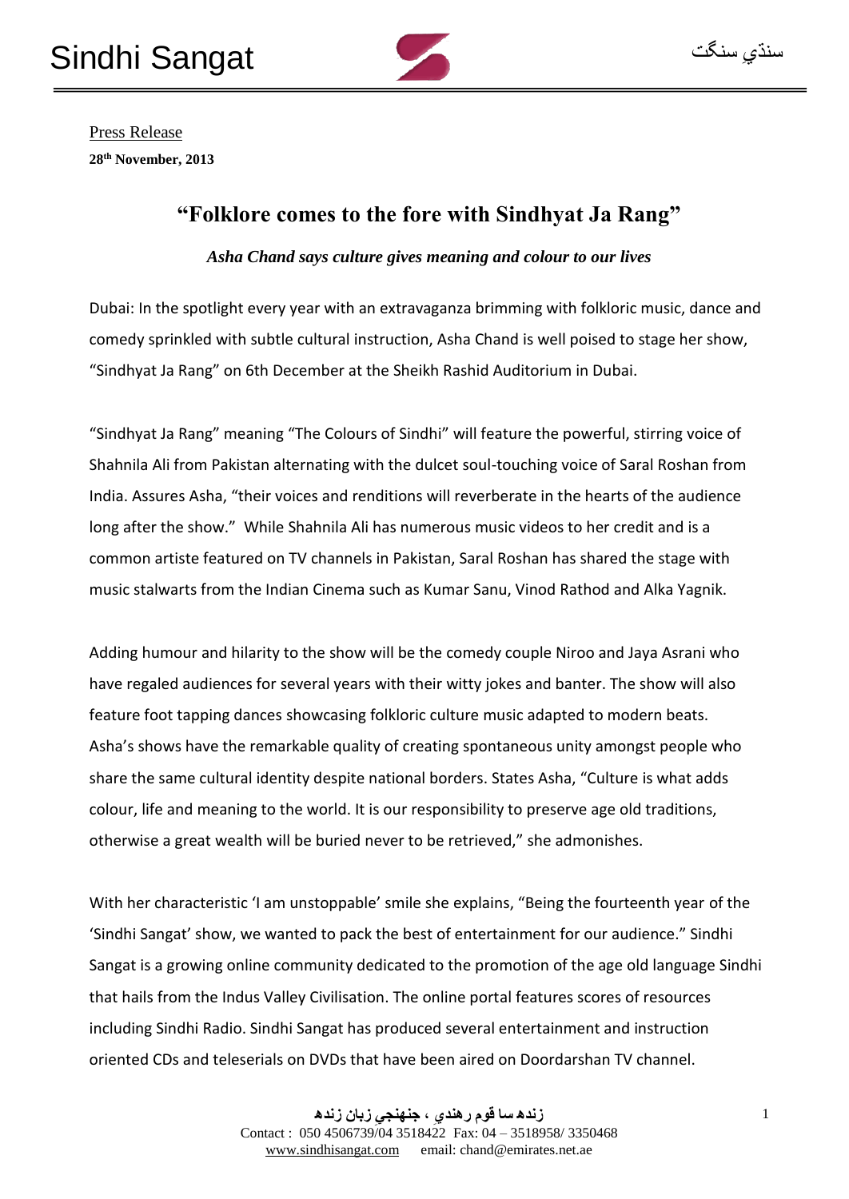Press Release

**28th November, 2013**

## "Folklore comes to the fore with Sindhyat Ja Rang"

***Asha Chand says culture gives meaning and colour to our lives***

Dubai: In the spotlight every year with an extravaganza brimming with folkloric music, dance and comedy sprinkled with subtle cultural instruction, Asha Chand is well poised to stage her show, "Sindhyat Ja Rang" on 6th December at the Sheikh Rashid Auditorium in Dubai.

"Sindhyat Ja Rang" meaning "The Colours of Sindhi" will feature the powerful, stirring voice of Shahnila Ali from Pakistan alternating with the dulcet soul-touching voice of Saral Roshan from India. Assures Asha, "their voices and renditions will reverberate in the hearts of the audience long after the show." While Shahnila Ali has numerous music videos to her credit and is a common artiste featured on TV channels in Pakistan, Saral Roshan has shared the stage with music stalwarts from the Indian Cinema such as Kumar Sanu, Vinod Rathod and Alka Yagnik.

Adding humour and hilarity to the show will be the comedy couple Niroo and Jaya Asrani who have regaled audiences for several years with their witty jokes and banter. The show will also feature foot tapping dances showcasing folkloric culture music adapted to modern beats. Asha's shows have the remarkable quality of creating spontaneous unity amongst people who share the same cultural identity despite national borders. States Asha, "Culture is what adds colour, life and meaning to the world. It is our responsibility to preserve age old traditions, otherwise a great wealth will be buried never to be retrieved," she admonishes.

With her characteristic 'I am unstoppable' smile she explains, "Being the fourteenth year of the 'Sindhi Sangat' show, we wanted to pack the best of entertainment for our audience." Sindhi Sangat is a growing online community dedicated to the promotion of the age old language Sindhi that hails from the Indus Valley Civilisation. The online portal features scores of resources including Sindhi Radio. Sindhi Sangat has produced several entertainment and instruction oriented CDs and teleserials on DVDs that have been aired on Doordarshan TV channel.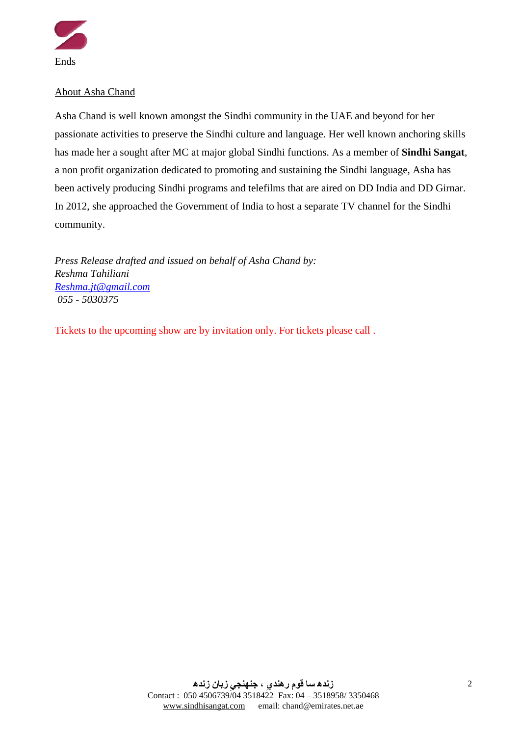Ends

About Asha Chand

Asha Chand is well known amongst the Sindhi community in the UAE and beyond for her passionate activities to preserve the Sindhi culture and language. Her well known anchoring skills has made her a sought after MC at major global Sindhi functions. As a member of **Sindhi Sangat**, a non profit organization dedicated to promoting and sustaining the Sindhi language, Asha has been actively producing Sindhi programs and telefilms that are aired on DD India and DD Girnar. In 2012, she approached the Government of India to host a separate TV channel for the Sindhi community.

*Press Release drafted and issued on behalf of Asha Chand by:*
*Reshma Tahiliani*
*Reshma.jt@gmail.com*
*055 - 5030375*

Tickets to the upcoming show are by invitation only. For tickets please call .

**زنده سا قوم رهندي ، جنهنجي زبان زنده**

Contact : 050 4506739/04 3518422 Fax: 04 – 3518958/ 3350468
www.sindhisangat.com email: chand@emirates.net.ae